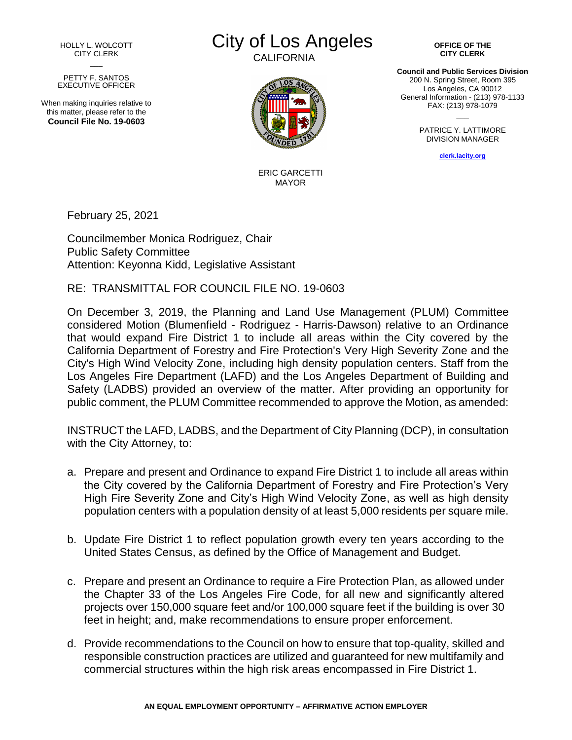HOLLY L. WOLCOTT
CITY CLERK

PETTY F. SANTOS
EXECUTIVE OFFICER

When making inquiries relative to this matter, please refer to the **Council File No. 19-0603**

# City of Los Angeles

CALIFORNIA

ERIC GARCETTI
MAYOR

**OFFICE OF THE CITY CLERK**

**Council and Public Services Division**
200 N. Spring Street, Room 395
Los Angeles, CA 90012
General Information - (213) 978-1133
FAX: (213) 978-1079

PATRICE Y. LATTIMORE
DIVISION MANAGER

clerk.lacity.org

February 25, 2021

Councilmember Monica Rodriguez, Chair
Public Safety Committee
Attention: Keyonna Kidd, Legislative Assistant

RE: TRANSMITTAL FOR COUNCIL FILE NO. 19-0603

On December 3, 2019, the Planning and Land Use Management (PLUM) Committee considered Motion (Blumenfield - Rodriguez - Harris-Dawson) relative to an Ordinance that would expand Fire District 1 to include all areas within the City covered by the California Department of Forestry and Fire Protection's Very High Severity Zone and the City's High Wind Velocity Zone, including high density population centers. Staff from the Los Angeles Fire Department (LAFD) and the Los Angeles Department of Building and Safety (LADBS) provided an overview of the matter. After providing an opportunity for public comment, the PLUM Committee recommended to approve the Motion, as amended:

INSTRUCT the LAFD, LADBS, and the Department of City Planning (DCP), in consultation with the City Attorney, to:

a. Prepare and present and Ordinance to expand Fire District 1 to include all areas within the City covered by the California Department of Forestry and Fire Protection's Very High Fire Severity Zone and City's High Wind Velocity Zone, as well as high density population centers with a population density of at least 5,000 residents per square mile.

b. Update Fire District 1 to reflect population growth every ten years according to the United States Census, as defined by the Office of Management and Budget.

c. Prepare and present an Ordinance to require a Fire Protection Plan, as allowed under the Chapter 33 of the Los Angeles Fire Code, for all new and significantly altered projects over 150,000 square feet and/or 100,000 square feet if the building is over 30 feet in height; and, make recommendations to ensure proper enforcement.

d. Provide recommendations to the Council on how to ensure that top-quality, skilled and responsible construction practices are utilized and guaranteed for new multifamily and commercial structures within the high risk areas encompassed in Fire District 1.

**AN EQUAL EMPLOYMENT OPPORTUNITY – AFFIRMATIVE ACTION EMPLOYER**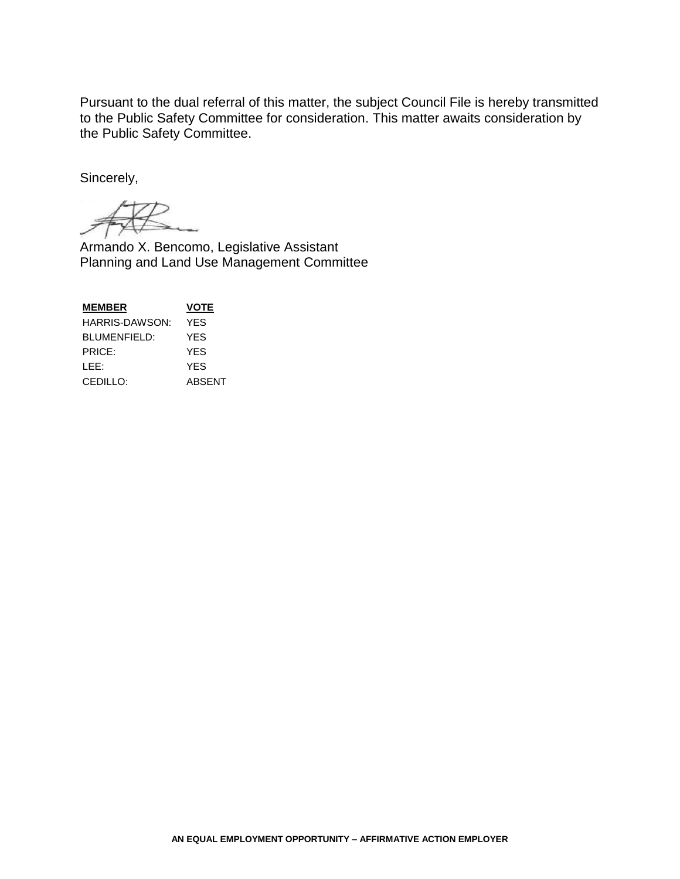Pursuant to the dual referral of this matter, the subject Council File is hereby transmitted to the Public Safety Committee for consideration. This matter awaits consideration by the Public Safety Committee.

Sincerely,

Armando X. Bencomo, Legislative Assistant
Planning and Land Use Management Committee

| **MEMBER** | **VOTE** |
| --- | --- |
| HARRIS-DAWSON: | YES |
| BLUMENFIELD: | YES |
| PRICE: | YES |
| LEE: | YES |
| CEDILLO: | ABSENT |

**AN EQUAL EMPLOYMENT OPPORTUNITY – AFFIRMATIVE ACTION EMPLOYER**